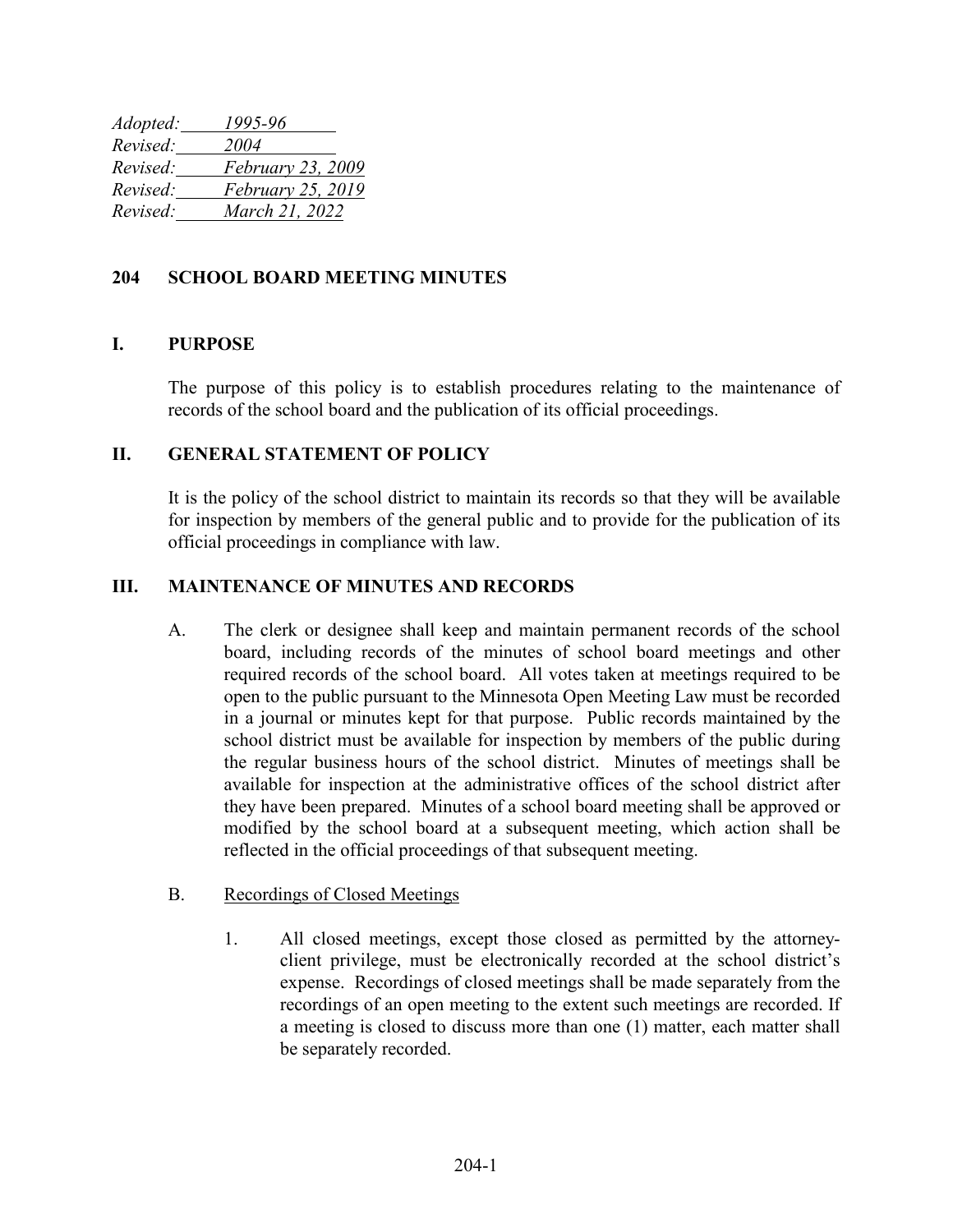*Adopted: 1995-96*
*Revised: 2004*
*Revised: February 23, 2009*
*Revised: February 25, 2019*
*Revised: March 21, 2022*

# 204 SCHOOL BOARD MEETING MINUTES

## I. PURPOSE

The purpose of this policy is to establish procedures relating to the maintenance of records of the school board and the publication of its official proceedings.

## II. GENERAL STATEMENT OF POLICY

It is the policy of the school district to maintain its records so that they will be available for inspection by members of the general public and to provide for the publication of its official proceedings in compliance with law.

## III. MAINTENANCE OF MINUTES AND RECORDS

A. The clerk or designee shall keep and maintain permanent records of the school board, including records of the minutes of school board meetings and other required records of the school board. All votes taken at meetings required to be open to the public pursuant to the Minnesota Open Meeting Law must be recorded in a journal or minutes kept for that purpose. Public records maintained by the school district must be available for inspection by members of the public during the regular business hours of the school district. Minutes of meetings shall be available for inspection at the administrative offices of the school district after they have been prepared. Minutes of a school board meeting shall be approved or modified by the school board at a subsequent meeting, which action shall be reflected in the official proceedings of that subsequent meeting.

B. Recordings of Closed Meetings

1. All closed meetings, except those closed as permitted by the attorney-client privilege, must be electronically recorded at the school district's expense. Recordings of closed meetings shall be made separately from the recordings of an open meeting to the extent such meetings are recorded. If a meeting is closed to discuss more than one (1) matter, each matter shall be separately recorded.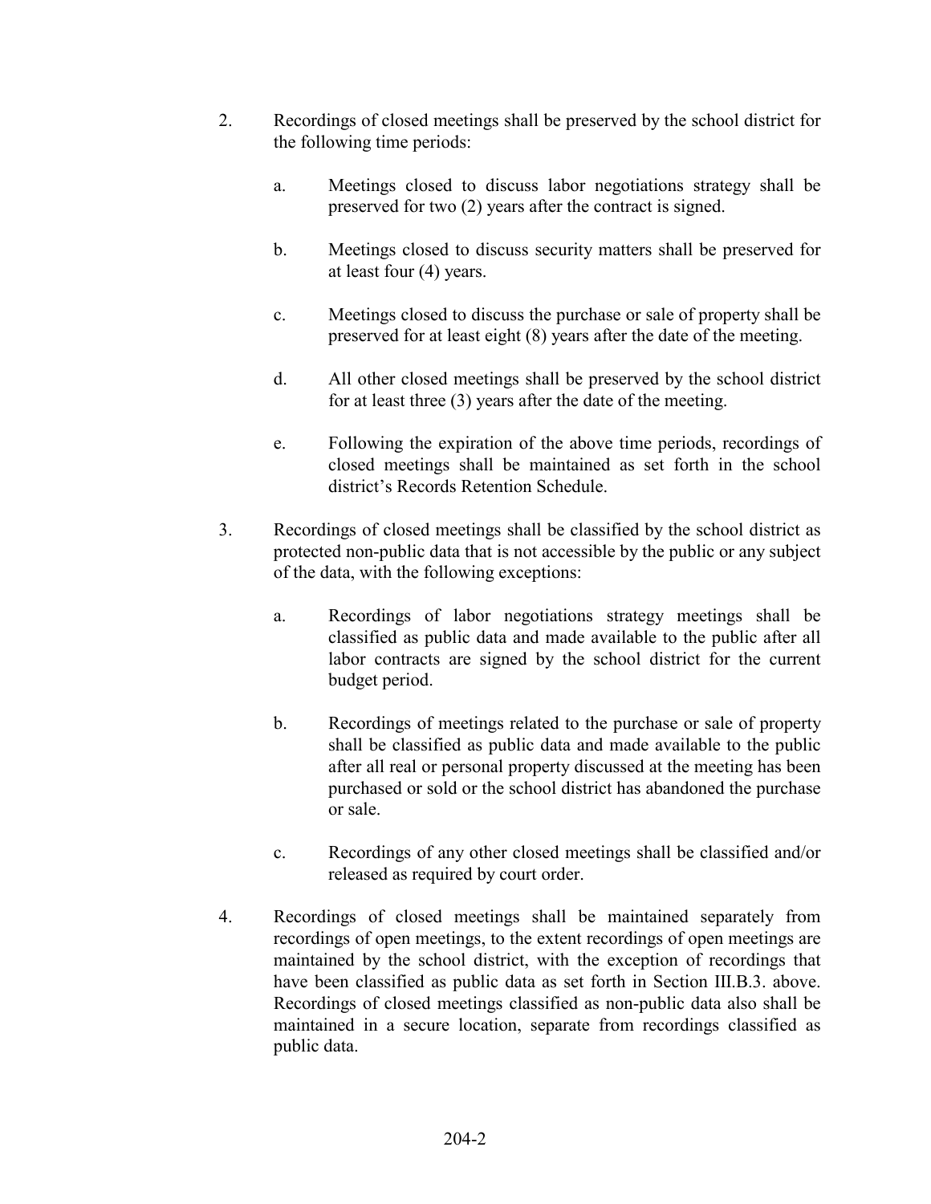2. Recordings of closed meetings shall be preserved by the school district for the following time periods:

   a. Meetings closed to discuss labor negotiations strategy shall be preserved for two (2) years after the contract is signed.

   b. Meetings closed to discuss security matters shall be preserved for at least four (4) years.

   c. Meetings closed to discuss the purchase or sale of property shall be preserved for at least eight (8) years after the date of the meeting.

   d. All other closed meetings shall be preserved by the school district for at least three (3) years after the date of the meeting.

   e. Following the expiration of the above time periods, recordings of closed meetings shall be maintained as set forth in the school district's Records Retention Schedule.

3. Recordings of closed meetings shall be classified by the school district as protected non-public data that is not accessible by the public or any subject of the data, with the following exceptions:

   a. Recordings of labor negotiations strategy meetings shall be classified as public data and made available to the public after all labor contracts are signed by the school district for the current budget period.

   b. Recordings of meetings related to the purchase or sale of property shall be classified as public data and made available to the public after all real or personal property discussed at the meeting has been purchased or sold or the school district has abandoned the purchase or sale.

   c. Recordings of any other closed meetings shall be classified and/or released as required by court order.

4. Recordings of closed meetings shall be maintained separately from recordings of open meetings, to the extent recordings of open meetings are maintained by the school district, with the exception of recordings that have been classified as public data as set forth in Section III.B.3. above. Recordings of closed meetings classified as non-public data also shall be maintained in a secure location, separate from recordings classified as public data.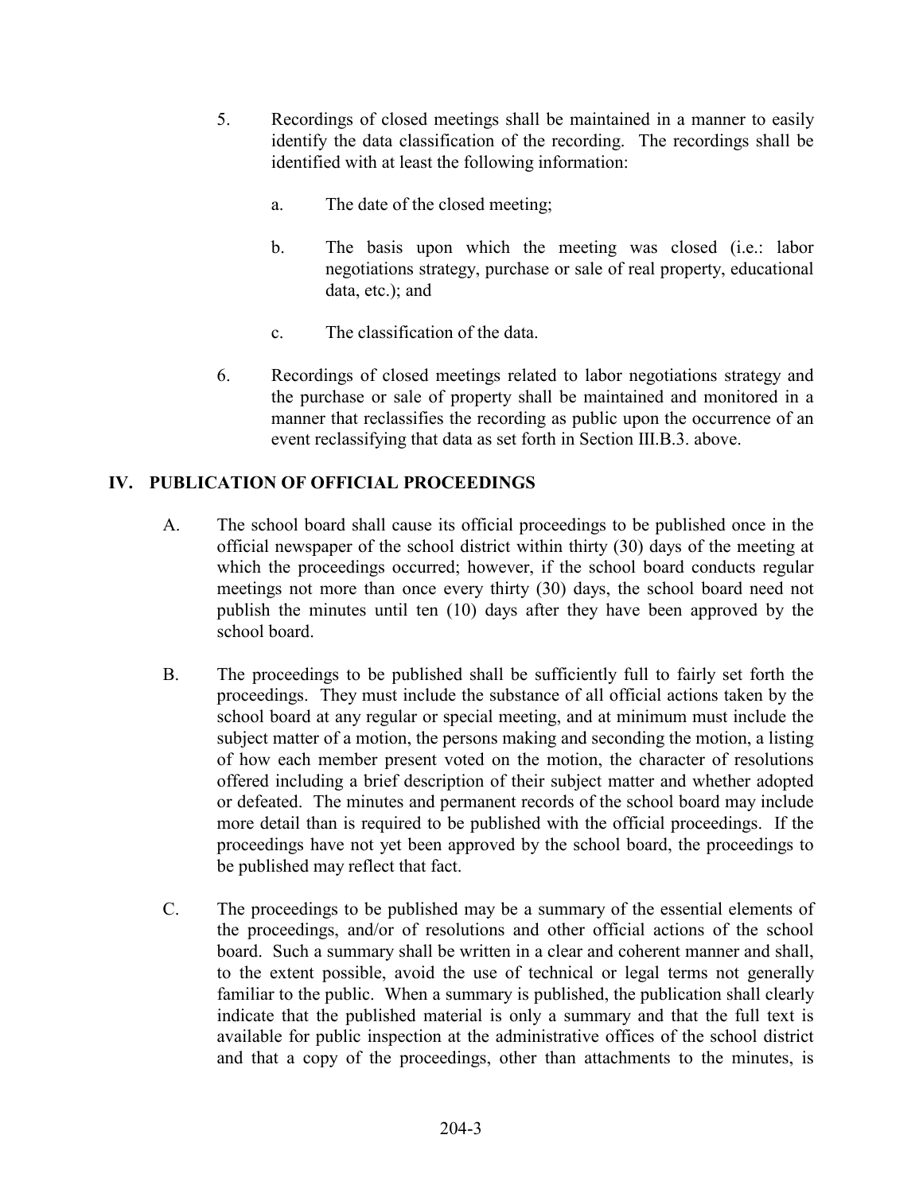5. Recordings of closed meetings shall be maintained in a manner to easily identify the data classification of the recording. The recordings shall be identified with at least the following information:

   a. The date of the closed meeting;

   b. The basis upon which the meeting was closed (i.e.: labor negotiations strategy, purchase or sale of real property, educational data, etc.); and

   c. The classification of the data.

6. Recordings of closed meetings related to labor negotiations strategy and the purchase or sale of property shall be maintained and monitored in a manner that reclassifies the recording as public upon the occurrence of an event reclassifying that data as set forth in Section III.B.3. above.

## IV. PUBLICATION OF OFFICIAL PROCEEDINGS

A. The school board shall cause its official proceedings to be published once in the official newspaper of the school district within thirty (30) days of the meeting at which the proceedings occurred; however, if the school board conducts regular meetings not more than once every thirty (30) days, the school board need not publish the minutes until ten (10) days after they have been approved by the school board.

B. The proceedings to be published shall be sufficiently full to fairly set forth the proceedings. They must include the substance of all official actions taken by the school board at any regular or special meeting, and at minimum must include the subject matter of a motion, the persons making and seconding the motion, a listing of how each member present voted on the motion, the character of resolutions offered including a brief description of their subject matter and whether adopted or defeated. The minutes and permanent records of the school board may include more detail than is required to be published with the official proceedings. If the proceedings have not yet been approved by the school board, the proceedings to be published may reflect that fact.

C. The proceedings to be published may be a summary of the essential elements of the proceedings, and/or of resolutions and other official actions of the school board. Such a summary shall be written in a clear and coherent manner and shall, to the extent possible, avoid the use of technical or legal terms not generally familiar to the public. When a summary is published, the publication shall clearly indicate that the published material is only a summary and that the full text is available for public inspection at the administrative offices of the school district and that a copy of the proceedings, other than attachments to the minutes, is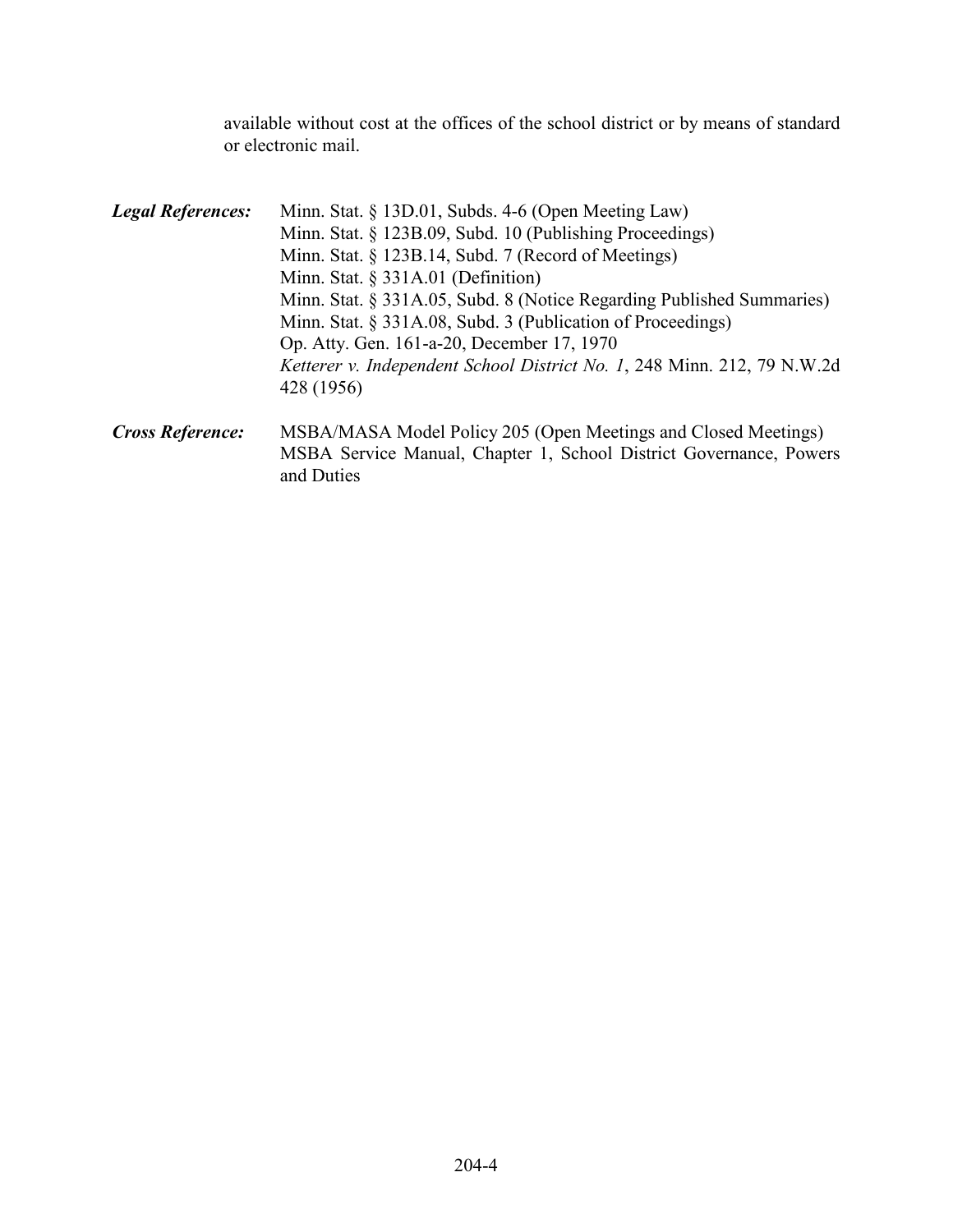available without cost at the offices of the school district or by means of standard or electronic mail.

***Legal References:***

Minn. Stat. § 13D.01, Subds. 4-6 (Open Meeting Law)
Minn. Stat. § 123B.09, Subd. 10 (Publishing Proceedings)
Minn. Stat. § 123B.14, Subd. 7 (Record of Meetings)
Minn. Stat. § 331A.01 (Definition)
Minn. Stat. § 331A.05, Subd. 8 (Notice Regarding Published Summaries)
Minn. Stat. § 331A.08, Subd. 3 (Publication of Proceedings)
Op. Atty. Gen. 161-a-20, December 17, 1970
*Ketterer v. Independent School District No. 1*, 248 Minn. 212, 79 N.W.2d 428 (1956)

***Cross Reference:***

MSBA/MASA Model Policy 205 (Open Meetings and Closed Meetings)
MSBA Service Manual, Chapter 1, School District Governance, Powers and Duties